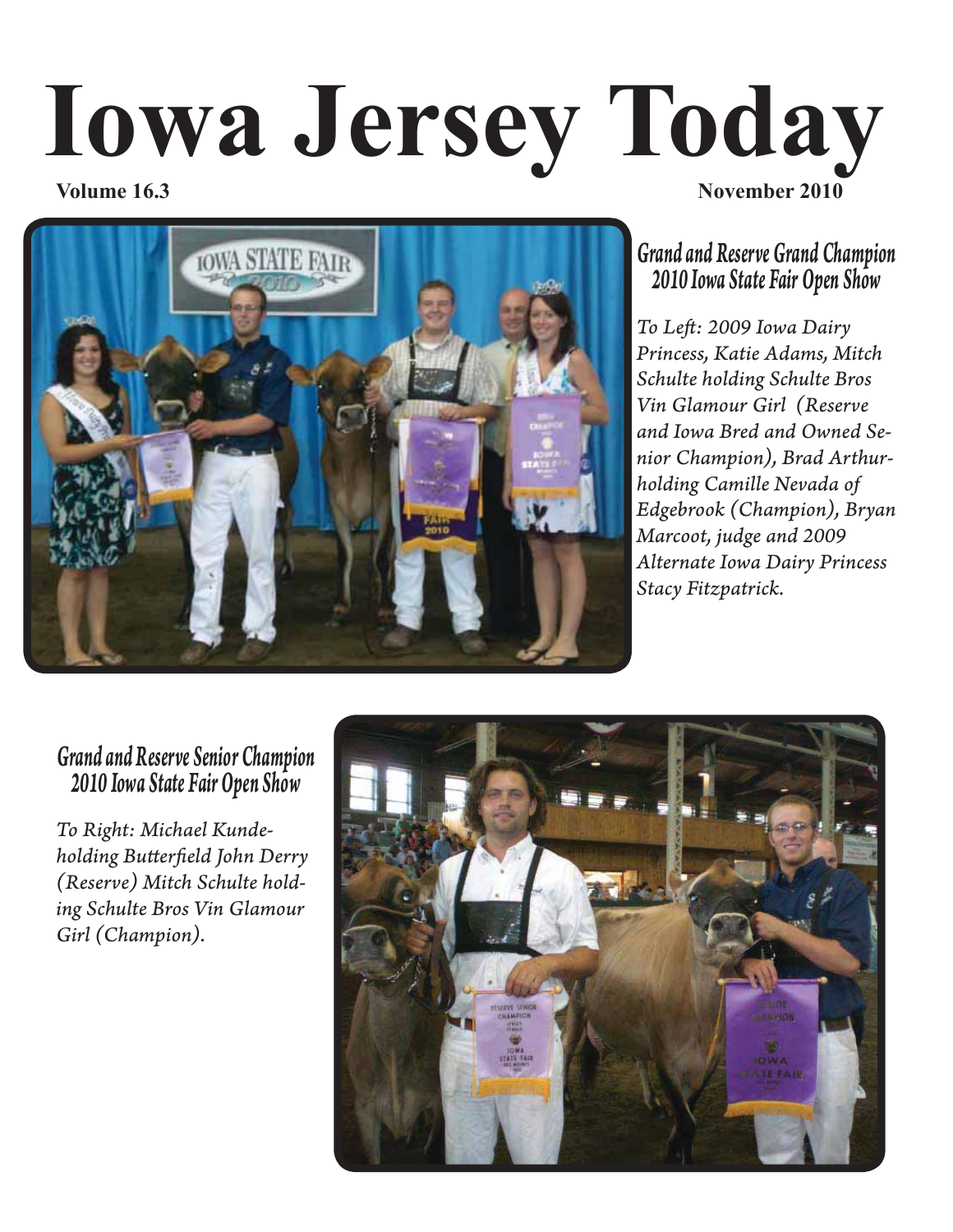# Iowa Jersey Today

**Volume 16.3** **November 2010**

## Grand and Reserve Grand Champion 2010 Iowa State Fair Open Show

*To Left: 2009 Iowa Dairy Princess, Katie Adams, Mitch Schulte holding Schulte Bros Vin Glamour Girl (Reserve and Iowa Bred and Owned Senior Champion), Brad Arthur-holding Camille Nevada of Edgebrook (Champion), Bryan Marcoot, judge and 2009 Alternate Iowa Dairy Princess Stacy Fitzpatrick.*

## Grand and Reserve Senior Champion 2010 Iowa State Fair Open Show

*To Right: Michael Kunde-holding Butterfield John Derry (Reserve) Mitch Schulte holding Schulte Bros Vin Glamour Girl (Champion).*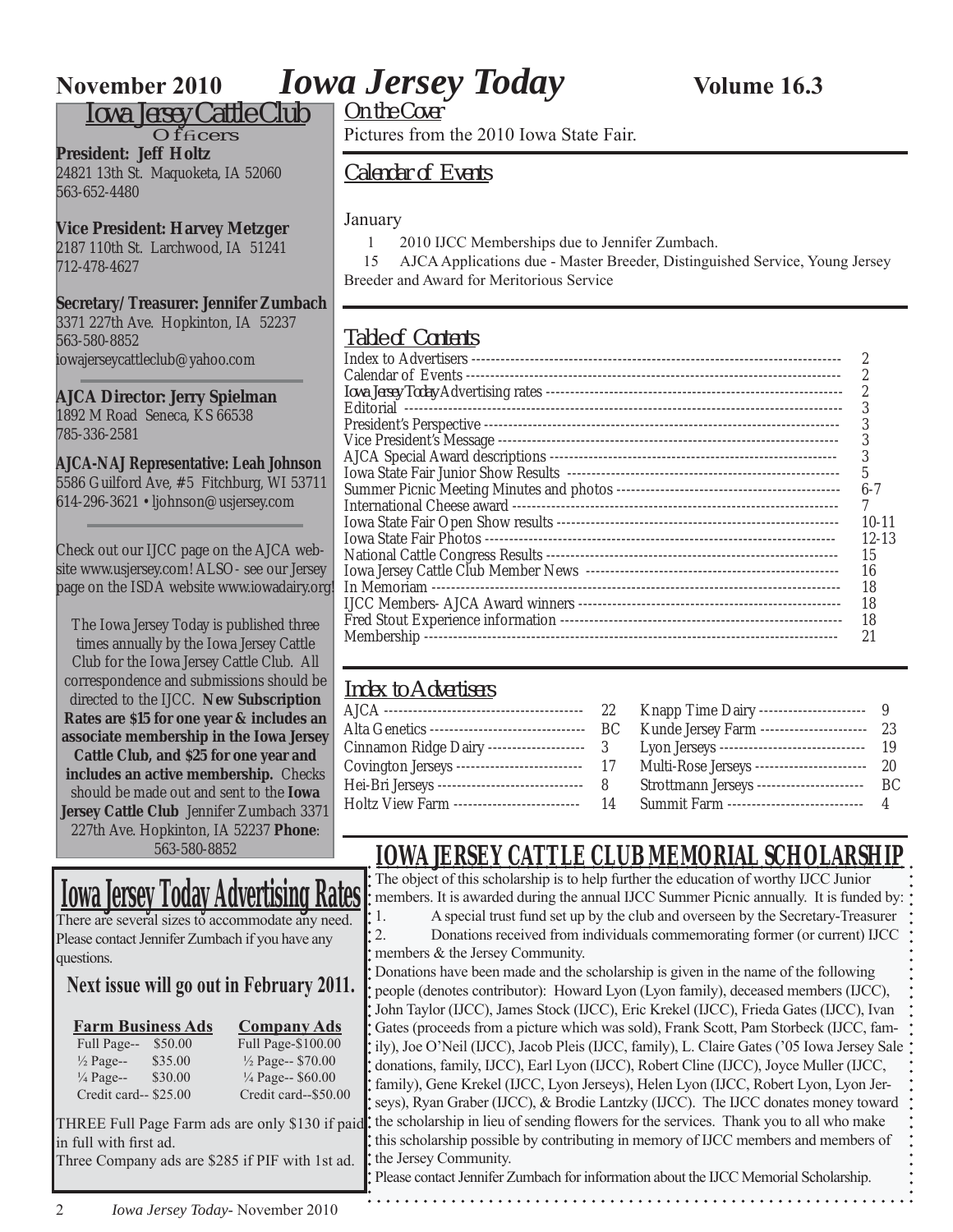# Iowa Jersey Today

November 2010 — Volume 16.3

## Iowa Jersey Cattle Club

### Officers

**President: Jeff Holtz**
24821 13th St. Maquoketa, IA 52060
563-652-4480

**Vice President: Harvey Metzger**
2187 110th St. Larchwood, IA 51241
712-478-4627

**Secretary/Treasurer: Jennifer Zumbach**
3371 227th Ave. Hopkinton, IA 52237
563-580-8852
iowajerseycattleclub@yahoo.com

**AJCA Director: Jerry Spielman**
1892 M Road Seneca, KS 66538
785-336-2581

**AJCA-NAJ Representative: Leah Johnson**
5586 Guilford Ave, #5 Fitchburg, WI 53711
614-296-3621 • ljohnson@usjersey.com

Check out our IJCC page on the AJCA website www.usjersey.com! ALSO - see our Jersey page on the ISDA website www.iowadairy.org!

The Iowa Jersey Today is published three times annually by the Iowa Jersey Cattle Club for the Iowa Jersey Cattle Club. All correspondence and submissions should be directed to the IJCC. **New Subscription Rates are $15 for one year & includes an associate membership in the Iowa Jersey Cattle Club, and $25 for one year and includes an active membership.** Checks should be made out and sent to the **Iowa Jersey Cattle Club** Jennifer Zumbach 3371 227th Ave. Hopkinton, IA 52237 **Phone**: 563-580-8852

## Iowa Jersey Today Advertising Rates

There are several sizes to accommodate any need. Please contact Jennifer Zumbach if you have any questions.

**Next issue will go out in February 2011.**

| Farm Business Ads | | Company Ads |
|---|---|---|
| Full Page-- | $50.00 | Full Page-$100.00 |
| ½ Page-- | $35.00 | ½ Page-- $70.00 |
| ¼ Page-- | $30.00 | ¼ Page-- $60.00 |
| Credit card-- | $25.00 | Credit card--$50.00 |

THREE Full Page Farm ads are only $130 if paid in full with first ad.
Three Company ads are $285 if PIF with 1st ad.

## On the Cover

Pictures from the 2010 Iowa State Fair.

## Calendar of Events

January

1 2010 IJCC Memberships due to Jennifer Zumbach.

15 AJCA Applications due - Master Breeder, Distinguished Service, Young Jersey Breeder and Award for Meritorious Service

## Table of Contents

| | |
|---|---|
| Index to Advertisers | 2 |
| Calendar of Events | 2 |
| *Iowa Jersey Today* Advertising rates | 2 |
| Editorial | 3 |
| President's Perspective | 3 |
| Vice President's Message | 3 |
| AJCA Special Award descriptions | 3 |
| Iowa State Fair Junior Show Results | 5 |
| Summer Picnic Meeting Minutes and photos | 6-7 |
| International Cheese award | 7 |
| Iowa State Fair Open Show results | 10-11 |
| Iowa State Fair Photos | 12-13 |
| National Cattle Congress Results | 15 |
| Iowa Jersey Cattle Club Member News | 16 |
| In Memoriam | 18 |
| IJCC Members- AJCA Award winners | 18 |
| Fred Stout Experience information | 18 |
| Membership | 21 |

## Index to Advertisers

| | | | |
|---|---|---|---|
| AJCA | 22 | Knapp Time Dairy | 9 |
| Alta Genetics | BC | Kunde Jersey Farm | 23 |
| Cinnamon Ridge Dairy | 3 | Lyon Jerseys | 19 |
| Covington Jerseys | 17 | Multi-Rose Jerseys | 20 |
| Hei-Bri Jerseys | 8 | Strottmann Jerseys | BC |
| Holtz View Farm | 14 | Summit Farm | 4 |

## IOWA JERSEY CATTLE CLUB MEMORIAL SCHOLARSHIP

The object of this scholarship is to help further the education of worthy IJCC Junior members. It is awarded during the annual IJCC Summer Picnic annually. It is funded by:

1. A special trust fund set up by the club and overseen by the Secretary-Treasurer
2. Donations received from individuals commemorating former (or current) IJCC members & the Jersey Community.

Donations have been made and the scholarship is given in the name of the following people (denotes contributor): Howard Lyon (Lyon family), deceased members (IJCC), John Taylor (IJCC), James Stock (IJCC), Eric Krekel (IJCC), Frieda Gates (IJCC), Ivan Gates (proceeds from a picture which was sold), Frank Scott, Pam Storbeck (IJCC, family), Joe O'Neil (IJCC), Jacob Pleis (IJCC, family), L. Claire Gates ('05 Iowa Jersey Sale donations, family, IJCC), Earl Lyon (IJCC), Robert Cline (IJCC), Joyce Muller (IJCC, family), Gene Krekel (IJCC, Lyon Jerseys), Helen Lyon (IJCC, Robert Lyon, Lyon Jerseys), Ryan Graber (IJCC), & Brodie Lantzky (IJCC). The IJCC donates money toward the scholarship in lieu of sending flowers for the services. Thank you to all who make this scholarship possible by contributing in memory of IJCC members and members of the Jersey Community.

Please contact Jennifer Zumbach for information about the IJCC Memorial Scholarship.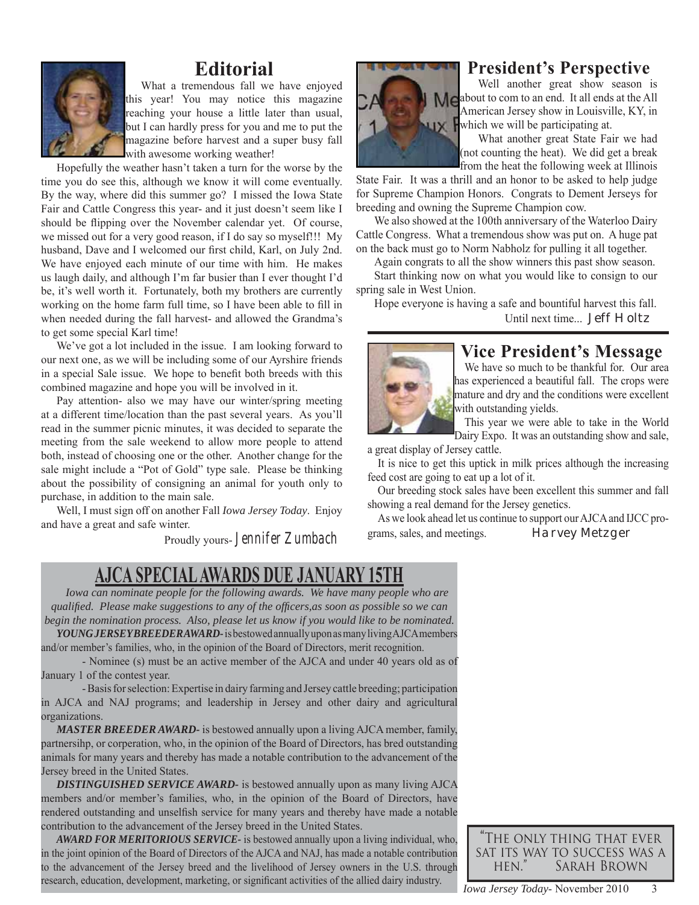## Editorial

What a tremendous fall we have enjoyed this year! You may notice this magazine reaching your house a little later than usual, but I can hardly press for you and me to put the magazine before harvest and a super busy fall with awesome working weather!

Hopefully the weather hasn't taken a turn for the worse by the time you do see this, although we know it will come eventually. By the way, where did this summer go? I missed the Iowa State Fair and Cattle Congress this year- and it just doesn't seem like I should be flipping over the November calendar yet. Of course, we missed out for a very good reason, if I do say so myself!!! My husband, Dave and I welcomed our first child, Karl, on July 2nd. We have enjoyed each minute of our time with him. He makes us laugh daily, and although I'm far busier than I ever thought I'd be, it's well worth it. Fortunately, both my brothers are currently working on the home farm full time, so I have been able to fill in when needed during the fall harvest- and allowed the Grandma's to get some special Karl time!

We've got a lot included in the issue. I am looking forward to our next one, as we will be including some of our Ayrshire friends in a special Sale issue. We hope to benefit both breeds with this combined magazine and hope you will be involved in it.

Pay attention- also we may have our winter/spring meeting at a different time/location than the past several years. As you'll read in the summer picnic minutes, it was decided to separate the meeting from the sale weekend to allow more people to attend both, instead of choosing one or the other. Another change for the sale might include a "Pot of Gold" type sale. Please be thinking about the possibility of consigning an animal for youth only to purchase, in addition to the main sale.

Well, I must sign off on another Fall *Iowa Jersey Today*. Enjoy and have a great and safe winter.

Proudly yours- Jennifer Zumbach

## President's Perspective

Well another great show season is about to com to an end. It all ends at the All American Jersey show in Louisville, KY, in which we will be participating at.

What another great State Fair we had (not counting the heat). We did get a break from the heat the following week at Illinois State Fair. It was a thrill and an honor to be asked to help judge for Supreme Champion Honors. Congrats to Dement Jerseys for breeding and owning the Supreme Champion cow.

We also showed at the 100th anniversary of the Waterloo Dairy Cattle Congress. What a tremendous show was put on. A huge pat on the back must go to Norm Nabholz for pulling it all together.

Again congrats to all the show winners this past show season.

Start thinking now on what you would like to consign to our spring sale in West Union.

Hope everyone is having a safe and bountiful harvest this fall.

Until next time... Jeff Holtz

## Vice President's Message

We have so much to be thankful for. Our area has experienced a beautiful fall. The crops were mature and dry and the conditions were excellent with outstanding yields.

This year we were able to take in the World Dairy Expo. It was an outstanding show and sale, a great display of Jersey cattle.

It is nice to get this uptick in milk prices although the increasing feed cost are going to eat up a lot of it.

Our breeding stock sales have been excellent this summer and fall showing a real demand for the Jersey genetics.

As we look ahead let us continue to support our AJCA and IJCC programs, sales, and meetings. Harvey Metzger

## AJCA SPECIAL AWARDS DUE JANUARY 15TH

*Iowa can nominate people for the following awards. We have many people who are qualified. Please make suggestions to any of the officers,as soon as possible so we can begin the nomination process. Also, please let us know if you would like to be nominated.*

***YOUNG JERSEY BREEDER AWARD-*** is bestowed annually upon as many living AJCA members and/or member's families, who, in the opinion of the Board of Directors, merit recognition.

- Nominee (s) must be an active member of the AJCA and under 40 years old as of January 1 of the contest year.
- Basis for selection: Expertise in dairy farming and Jersey cattle breeding; participation in AJCA and NAJ programs; and leadership in Jersey and other dairy and agricultural organizations.

***MASTER BREEDER AWARD-*** is bestowed annually upon a living AJCA member, family, partnersihp, or corperation, who, in the opinion of the Board of Directors, has bred outstanding animals for many years and thereby has made a notable contribution to the advancement of the Jersey breed in the United States.

***DISTINGUISHED SERVICE AWARD-*** is bestowed annually upon as many living AJCA members and/or member's families, who, in the opinion of the Board of Directors, have rendered outstanding and unselfish service for many years and thereby have made a notable contribution to the advancement of the Jersey breed in the United States.

***AWARD FOR MERITORIOUS SERVICE-*** is bestowed annually upon a living individual, who, in the joint opinion of the Board of Directors of the AJCA and NAJ, has made a notable contribution to the advancement of the Jersey breed and the livelihood of Jersey owners in the U.S. through research, education, development, marketing, or significant activities of the allied dairy industry.

"The only thing that ever sat its way to success was a hen." Sarah Brown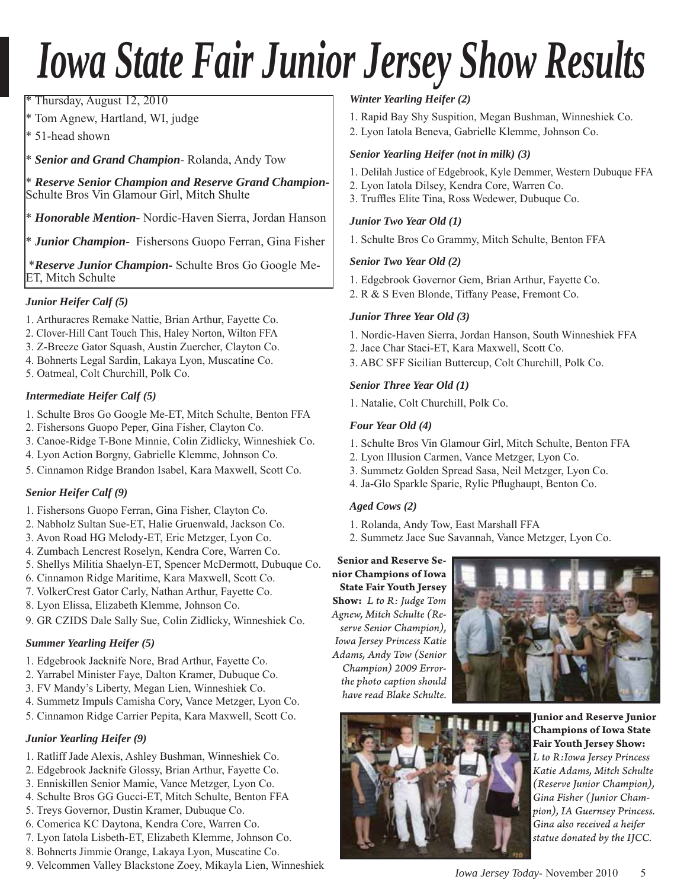# Iowa State Fair Junior Jersey Show Results

* Thursday, August 12, 2010
* Tom Agnew, Hartland, WI, judge
* 51-head shown
* ***Senior and Grand Champion***- Rolanda, Andy Tow
* ***Reserve Senior Champion and Reserve Grand Champion***- Schulte Bros Vin Glamour Girl, Mitch Shulte
* ***Honorable Mention***- Nordic-Haven Sierra, Jordan Hanson
* ***Junior Champion***- Fishersons Guopo Ferran, Gina Fisher
* ***Reserve Junior Champion***- Schulte Bros Go Google Me-ET, Mitch Schulte

### *Junior Heifer Calf (5)*

1. Arthuracres Remake Nattie, Brian Arthur, Fayette Co.
2. Clover-Hill Cant Touch This, Haley Norton, Wilton FFA
3. Z-Breeze Gator Squash, Austin Zuercher, Clayton Co.
4. Bohnerts Legal Sardin, Lakaya Lyon, Muscatine Co.
5. Oatmeal, Colt Churchill, Polk Co.

### *Intermediate Heifer Calf (5)*

1. Schulte Bros Go Google Me-ET, Mitch Schulte, Benton FFA
2. Fishersons Guopo Peper, Gina Fisher, Clayton Co.
3. Canoe-Ridge T-Bone Minnie, Colin Zidlicky, Winneshiek Co.
4. Lyon Action Borgny, Gabrielle Klemme, Johnson Co.
5. Cinnamon Ridge Brandon Isabel, Kara Maxwell, Scott Co.

### *Senior Heifer Calf (9)*

1. Fishersons Guopo Ferran, Gina Fisher, Clayton Co.
2. Nabholz Sultan Sue-ET, Halie Gruenwald, Jackson Co.
3. Avon Road HG Melody-ET, Eric Metzger, Lyon Co.
4. Zumbach Lencrest Roselyn, Kendra Core, Warren Co.
5. Shellys Militia Shaelyn-ET, Spencer McDermott, Dubuque Co.
6. Cinnamon Ridge Maritime, Kara Maxwell, Scott Co.
7. VolkerCrest Gator Carly, Nathan Arthur, Fayette Co.
8. Lyon Elissa, Elizabeth Klemme, Johnson Co.
9. GR CZIDS Dale Sally Sue, Colin Zidlicky, Winneshiek Co.

### *Summer Yearling Heifer (5)*

1. Edgebrook Jacknife Nore, Brad Arthur, Fayette Co.
2. Yarrabel Minister Faye, Dalton Kramer, Dubuque Co.
3. FV Mandy's Liberty, Megan Lien, Winneshiek Co.
4. Summetz Impuls Camisha Cory, Vance Metzger, Lyon Co.
5. Cinnamon Ridge Carrier Pepita, Kara Maxwell, Scott Co.

### *Junior Yearling Heifer (9)*

1. Ratliff Jade Alexis, Ashley Bushman, Winneshiek Co.
2. Edgebrook Jacknife Glossy, Brian Arthur, Fayette Co.
3. Enniskillen Senior Mamie, Vance Metzger, Lyon Co.
4. Schulte Bros GG Gucci-ET, Mitch Schulte, Benton FFA
5. Treys Governor, Dustin Kramer, Dubuque Co.
6. Comerica KC Daytona, Kendra Core, Warren Co.
7. Lyon Iatola Lisbeth-ET, Elizabeth Klemme, Johnson Co.
8. Bohnerts Jimmie Orange, Lakaya Lyon, Muscatine Co.
9. Velcommen Valley Blackstone Zoey, Mikayla Lien, Winneshiek

### *Winter Yearling Heifer (2)*

1. Rapid Bay Shy Suspition, Megan Bushman, Winneshiek Co.
2. Lyon Iatola Beneva, Gabrielle Klemme, Johnson Co.

### *Senior Yearling Heifer (not in milk) (3)*

1. Delilah Justice of Edgebrook, Kyle Demmer, Western Dubuque FFA
2. Lyon Iatola Dilsey, Kendra Core, Warren Co.
3. Truffles Elite Tina, Ross Wedewer, Dubuque Co.

### *Junior Two Year Old (1)*

1. Schulte Bros Co Grammy, Mitch Schulte, Benton FFA

### *Senior Two Year Old (2)*

1. Edgebrook Governor Gem, Brian Arthur, Fayette Co.
2. R & S Even Blonde, Tiffany Pease, Fremont Co.

### *Junior Three Year Old (3)*

1. Nordic-Haven Sierra, Jordan Hanson, South Winneshiek FFA
2. Jace Char Staci-ET, Kara Maxwell, Scott Co.
3. ABC SFF Sicilian Buttercup, Colt Churchill, Polk Co.

### *Senior Three Year Old (1)*

1. Natalie, Colt Churchill, Polk Co.

### *Four Year Old (4)*

1. Schulte Bros Vin Glamour Girl, Mitch Schulte, Benton FFA
2. Lyon Illusion Carmen, Vance Metzger, Lyon Co.
3. Summetz Golden Spread Sasa, Neil Metzger, Lyon Co.
4. Ja-Glo Sparkle Sparie, Rylie Pflughaupt, Benton Co.

### *Aged Cows (2)*

1. Rolanda, Andy Tow, East Marshall FFA
2. Summetz Jace Sue Savannah, Vance Metzger, Lyon Co.

**Senior and Reserve Senior Champions of Iowa State Fair Youth Jersey Show:** *L to R: Judge Tom Agnew, Mitch Schulte (Reserve Senior Champion), Iowa Jersey Princess Katie Adams, Andy Tow (Senior Champion) 2009 Error- the photo caption should have read Blake Schulte.*

**Junior and Reserve Junior Champions of Iowa State Fair Youth Jersey Show:** *L to R:Iowa Jersey Princess Katie Adams, Mitch Schulte (Reserve Junior Champion), Gina Fisher (Junior Champion), IA Guernsey Princess. Gina also received a heifer statue donated by the IJCC.*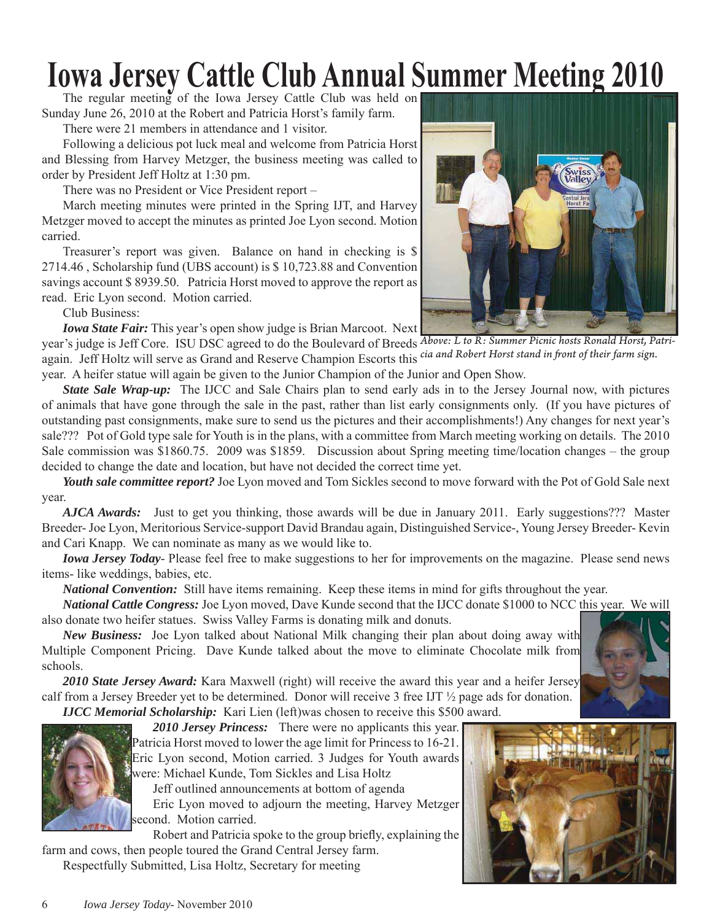# Iowa Jersey Cattle Club Annual Summer Meeting 2010

The regular meeting of the Iowa Jersey Cattle Club was held on Sunday June 26, 2010 at the Robert and Patricia Horst's family farm.

There were 21 members in attendance and 1 visitor.

Following a delicious pot luck meal and welcome from Patricia Horst and Blessing from Harvey Metzger, the business meeting was called to order by President Jeff Holtz at 1:30 pm.

There was no President or Vice President report –

March meeting minutes were printed in the Spring IJT, and Harvey Metzger moved to accept the minutes as printed Joe Lyon second. Motion carried.

Treasurer's report was given. Balance on hand in checking is $ 2714.46 , Scholarship fund (UBS account) is $ 10,723.88 and Convention savings account $ 8939.50. Patricia Horst moved to approve the report as read. Eric Lyon second. Motion carried.

Club Business:

***Iowa State Fair:*** This year's open show judge is Brian Marcoot. Next year's judge is Jeff Core. ISU DSC agreed to do the Boulevard of Breeds again. Jeff Holtz will serve as Grand and Reserve Champion Escorts this year. A heifer statue will again be given to the Junior Champion of the Junior and Open Show.

*Above: L to R: Summer Picnic hosts Ronald Horst, Patricia and Robert Horst stand in front of their farm sign.*

***State Sale Wrap-up:*** The IJCC and Sale Chairs plan to send early ads in to the Jersey Journal now, with pictures of animals that have gone through the sale in the past, rather than list early consignments only. (If you have pictures of outstanding past consignments, make sure to send us the pictures and their accomplishments!) Any changes for next year's sale??? Pot of Gold type sale for Youth is in the plans, with a committee from March meeting working on details. The 2010 Sale commission was $1860.75. 2009 was $1859. Discussion about Spring meeting time/location changes – the group decided to change the date and location, but have not decided the correct time yet.

***Youth sale committee report?*** Joe Lyon moved and Tom Sickles second to move forward with the Pot of Gold Sale next year.

***AJCA Awards:*** Just to get you thinking, those awards will be due in January 2011. Early suggestions??? Master Breeder- Joe Lyon, Meritorious Service-support David Brandau again, Distinguished Service-, Young Jersey Breeder- Kevin and Cari Knapp. We can nominate as many as we would like to.

***Iowa Jersey Today***- Please feel free to make suggestions to her for improvements on the magazine. Please send news items- like weddings, babies, etc.

***National Convention:*** Still have items remaining. Keep these items in mind for gifts throughout the year.

***National Cattle Congress:*** Joe Lyon moved, Dave Kunde second that the IJCC donate $1000 to NCC this year. We will also donate two heifer statues. Swiss Valley Farms is donating milk and donuts.

***New Business:*** Joe Lyon talked about National Milk changing their plan about doing away with Multiple Component Pricing. Dave Kunde talked about the move to eliminate Chocolate milk from schools.

***2010 State Jersey Award:*** Kara Maxwell (right) will receive the award this year and a heifer Jersey calf from a Jersey Breeder yet to be determined. Donor will receive 3 free IJT ½ page ads for donation.

***IJCC Memorial Scholarship:*** Kari Lien (left)was chosen to receive this $500 award.

***2010 Jersey Princess:*** There were no applicants this year. Patricia Horst moved to lower the age limit for Princess to 16-21. Eric Lyon second, Motion carried. 3 Judges for Youth awards were: Michael Kunde, Tom Sickles and Lisa Holtz

Jeff outlined announcements at bottom of agenda

Eric Lyon moved to adjourn the meeting, Harvey Metzger second. Motion carried.

Robert and Patricia spoke to the group briefly, explaining the farm and cows, then people toured the Grand Central Jersey farm.

Respectfully Submitted, Lisa Holtz, Secretary for meeting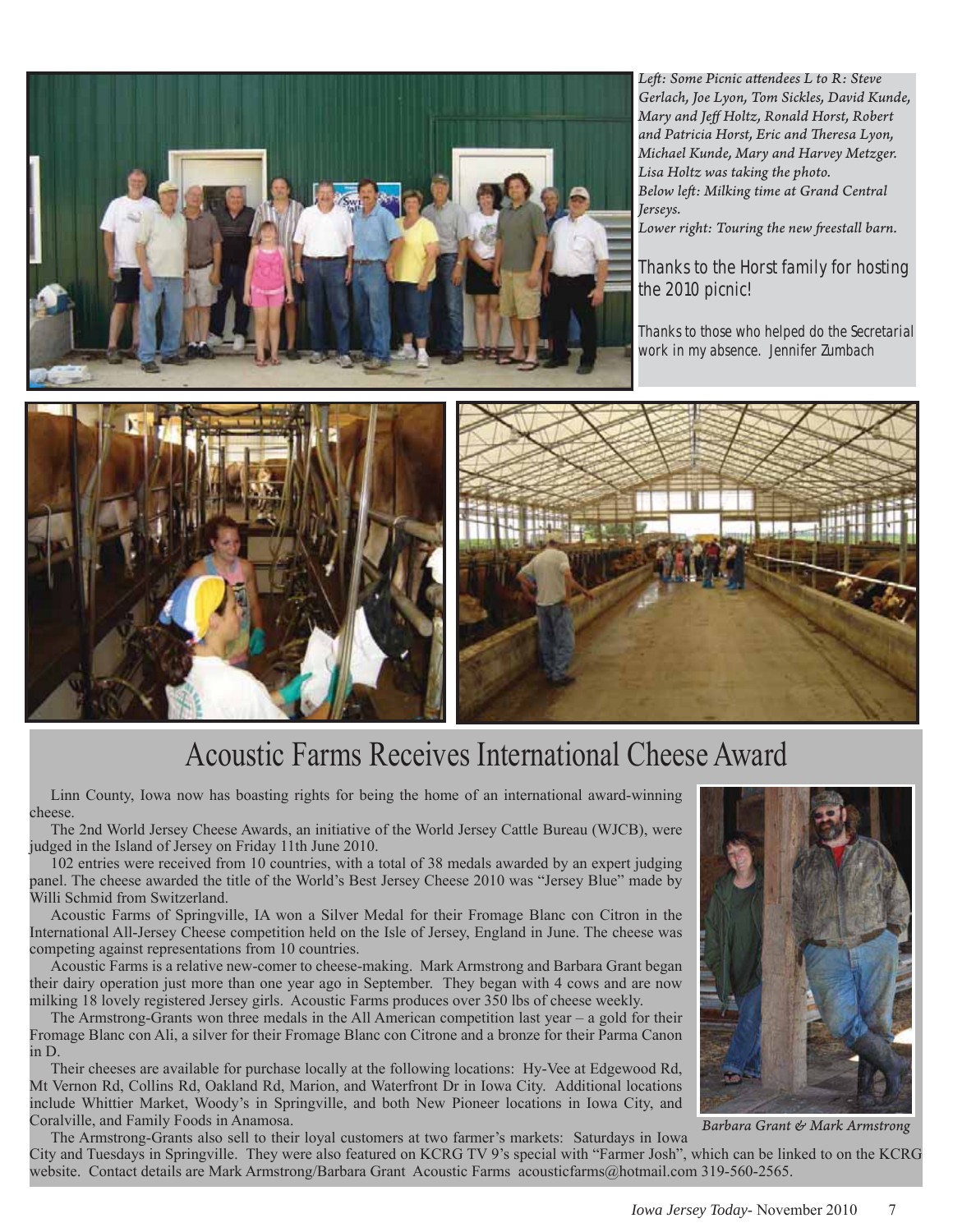*Left: Some Picnic attendees L to R: Steve Gerlach, Joe Lyon, Tom Sickles, David Kunde, Mary and Jeff Holtz, Ronald Horst, Robert and Patricia Horst, Eric and Theresa Lyon, Michael Kunde, Mary and Harvey Metzger. Lisa Holtz was taking the photo.*
*Below left: Milking time at Grand Central Jerseys.*
*Lower right: Touring the new freestall barn.*

Thanks to the Horst family for hosting the 2010 picnic!

Thanks to those who helped do the Secretarial work in my absence. Jennifer Zumbach

# Acoustic Farms Receives International Cheese Award

Linn County, Iowa now has boasting rights for being the home of an international award-winning cheese.

The 2nd World Jersey Cheese Awards, an initiative of the World Jersey Cattle Bureau (WJCB), were judged in the Island of Jersey on Friday 11th June 2010.

102 entries were received from 10 countries, with a total of 38 medals awarded by an expert judging panel. The cheese awarded the title of the World's Best Jersey Cheese 2010 was "Jersey Blue" made by Willi Schmid from Switzerland.

Acoustic Farms of Springville, IA won a Silver Medal for their Fromage Blanc con Citron in the International All-Jersey Cheese competition held on the Isle of Jersey, England in June. The cheese was competing against representations from 10 countries.

Acoustic Farms is a relative new-comer to cheese-making. Mark Armstrong and Barbara Grant began their dairy operation just more than one year ago in September. They began with 4 cows and are now milking 18 lovely registered Jersey girls. Acoustic Farms produces over 350 lbs of cheese weekly.

The Armstrong-Grants won three medals in the All American competition last year – a gold for their Fromage Blanc con Ali, a silver for their Fromage Blanc con Citrone and a bronze for their Parma Canon in D.

Their cheeses are available for purchase locally at the following locations: Hy-Vee at Edgewood Rd, Mt Vernon Rd, Collins Rd, Oakland Rd, Marion, and Waterfront Dr in Iowa City. Additional locations include Whittier Market, Woody's in Springville, and both New Pioneer locations in Iowa City, and Coralville, and Family Foods in Anamosa.

*Barbara Grant & Mark Armstrong*

The Armstrong-Grants also sell to their loyal customers at two farmer's markets: Saturdays in Iowa City and Tuesdays in Springville. They were also featured on KCRG TV 9's special with "Farmer Josh", which can be linked to on the KCRG website. Contact details are Mark Armstrong/Barbara Grant Acoustic Farms acousticfarms@hotmail.com 319-560-2565.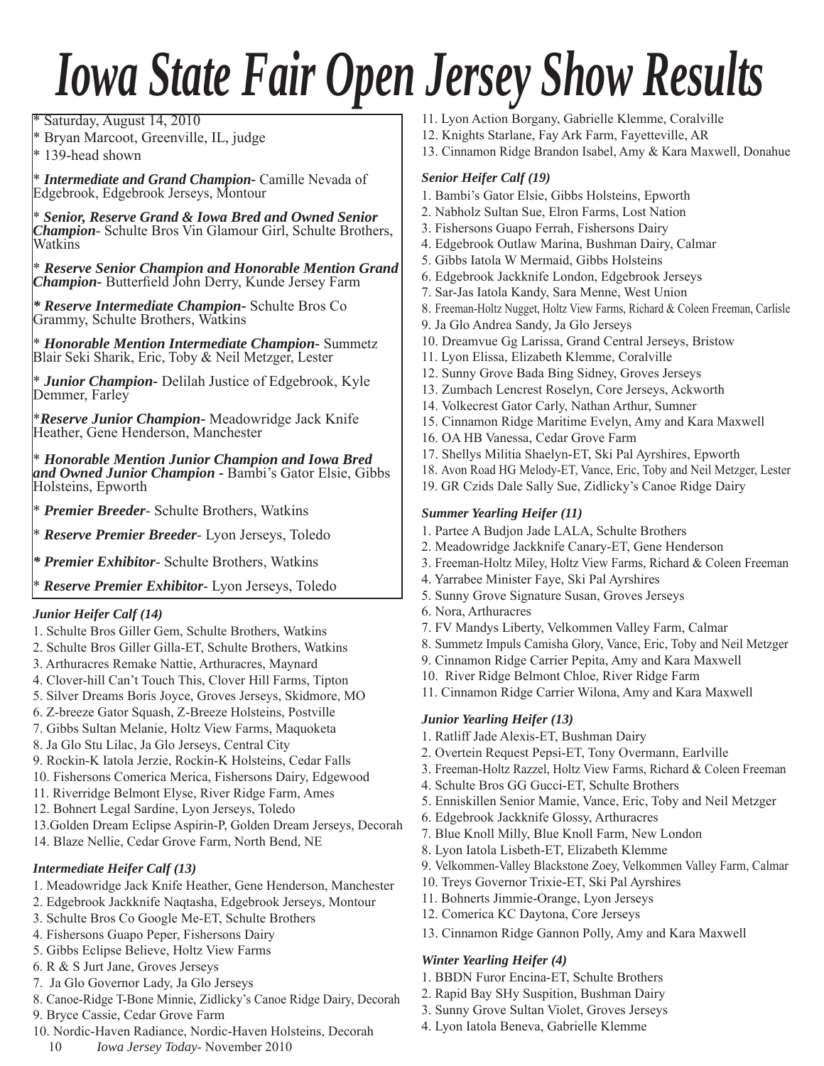# Iowa State Fair Open Jersey Show Results

* Saturday, August 14, 2010
* Bryan Marcoot, Greenville, IL, judge
* 139-head shown

* ***Intermediate and Grand Champion-*** Camille Nevada of Edgebrook, Edgebrook Jerseys, Montour

* ***Senior, Reserve Grand & Iowa Bred and Owned Senior Champion***- Schulte Bros Vin Glamour Girl, Schulte Brothers, Watkins

* ***Reserve Senior Champion and Honorable Mention Grand Champion-*** Butterfield John Derry, Kunde Jersey Farm

***\* Reserve Intermediate Champion-*** Schulte Bros Co Grammy, Schulte Brothers, Watkins

* ***Honorable Mention Intermediate Champion-*** Summetz Blair Seki Sharik, Eric, Toby & Neil Metzger, Lester

* ***Junior Champion-*** Delilah Justice of Edgebrook, Kyle Demmer, Farley

****Reserve Junior Champion-*** Meadowridge Jack Knife Heather, Gene Henderson, Manchester

* ***Honorable Mention Junior Champion and Iowa Bred and Owned Junior Champion -*** Bambi's Gator Elsie, Gibbs Holsteins, Epworth

* ***Premier Breeder***- Schulte Brothers, Watkins

* ***Reserve Premier Breeder***- Lyon Jerseys, Toledo

***\* Premier Exhibitor***- Schulte Brothers, Watkins

* ***Reserve Premier Exhibitor***- Lyon Jerseys, Toledo

### *Junior Heifer Calf (14)*

1. Schulte Bros Giller Gem, Schulte Brothers, Watkins
2. Schulte Bros Giller Gilla-ET, Schulte Brothers, Watkins
3. Arthuracres Remake Nattie, Arthuracres, Maynard
4. Clover-hill Can't Touch This, Clover Hill Farms, Tipton
5. Silver Dreams Boris Joyce, Groves Jerseys, Skidmore, MO
6. Z-breeze Gator Squash, Z-Breeze Holsteins, Postville
7. Gibbs Sultan Melanie, Holtz View Farms, Maquoketa
8. Ja Glo Stu Lilac, Ja Glo Jerseys, Central City
9. Rockin-K Iatola Jerzie, Rockin-K Holsteins, Cedar Falls
10. Fishersons Comerica Merica, Fishersons Dairy, Edgewood
11. Riverridge Belmont Elyse, River Ridge Farm, Ames
12. Bohnert Legal Sardine, Lyon Jerseys, Toledo
13. Golden Dream Eclipse Aspirin-P, Golden Dream Jerseys, Decorah
14. Blaze Nellie, Cedar Grove Farm, North Bend, NE

### *Intermediate Heifer Calf (13)*

1. Meadowridge Jack Knife Heather, Gene Henderson, Manchester
2. Edgebrook Jackknife Naqtasha, Edgebrook Jerseys, Montour
3. Schulte Bros Co Google Me-ET, Schulte Brothers
4. Fishersons Guapo Peper, Fishersons Dairy
5. Gibbs Eclipse Believe, Holtz View Farms
6. R & S Jurt Jane, Groves Jerseys
7. Ja Glo Governor Lady, Ja Glo Jerseys
8. Canoe-Ridge T-Bone Minnie, Zidlicky's Canoe Ridge Dairy, Decorah
9. Bryce Cassie, Cedar Grove Farm
10. Nordic-Haven Radiance, Nordic-Haven Holsteins, Decorah
11. Lyon Action Borgany, Gabrielle Klemme, Coralville
12. Knights Starlane, Fay Ark Farm, Fayetteville, AR
13. Cinnamon Ridge Brandon Isabel, Amy & Kara Maxwell, Donahue

### *Senior Heifer Calf (19)*

1. Bambi's Gator Elsie, Gibbs Holsteins, Epworth
2. Nabholz Sultan Sue, Elron Farms, Lost Nation
3. Fishersons Guapo Ferrah, Fishersons Dairy
4. Edgebrook Outlaw Marina, Bushman Dairy, Calmar
5. Gibbs Iatola W Mermaid, Gibbs Holsteins
6. Edgebrook Jackknife London, Edgebrook Jerseys
7. Sar-Jas Iatola Kandy, Sara Menne, West Union
8. Freeman-Holtz Nugget, Holtz View Farms, Richard & Coleen Freeman, Carlisle
9. Ja Glo Andrea Sandy, Ja Glo Jerseys
10. Dreamvue Gg Larissa, Grand Central Jerseys, Bristow
11. Lyon Elissa, Elizabeth Klemme, Coralville
12. Sunny Grove Bada Bing Sidney, Groves Jerseys
13. Zumbach Lencrest Roselyn, Core Jerseys, Ackworth
14. Volkecrest Gator Carly, Nathan Arthur, Sumner
15. Cinnamon Ridge Maritime Evelyn, Amy and Kara Maxwell
16. OA HB Vanessa, Cedar Grove Farm
17. Shellys Militia Shaelyn-ET, Ski Pal Ayrshires, Epworth
18. Avon Road HG Melody-ET, Vance, Eric, Toby and Neil Metzger, Lester
19. GR Czids Dale Sally Sue, Zidlicky's Canoe Ridge Dairy

### *Summer Yearling Heifer (11)*

1. Partee A Budjon Jade LALA, Schulte Brothers
2. Meadowridge Jackknife Canary-ET, Gene Henderson
3. Freeman-Holtz Miley, Holtz View Farms, Richard & Coleen Freeman
4. Yarrabee Minister Faye, Ski Pal Ayrshires
5. Sunny Grove Signature Susan, Groves Jerseys
6. Nora, Arthuracres
7. FV Mandys Liberty, Velkommen Valley Farm, Calmar
8. Summetz Impuls Camisha Glory, Vance, Eric, Toby and Neil Metzger
9. Cinnamon Ridge Carrier Pepita, Amy and Kara Maxwell
10. River Ridge Belmont Chloe, River Ridge Farm
11. Cinnamon Ridge Carrier Wilona, Amy and Kara Maxwell

### *Junior Yearling Heifer (13)*

1. Ratliff Jade Alexis-ET, Bushman Dairy
2. Overtein Request Pepsi-ET, Tony Overmann, Earlville
3. Freeman-Holtz Razzel, Holtz View Farms, Richard & Coleen Freeman
4. Schulte Bros GG Gucci-ET, Schulte Brothers
5. Enniskillen Senior Mamie, Vance, Eric, Toby and Neil Metzger
6. Edgebrook Jackknife Glossy, Arthuracres
7. Blue Knoll Milly, Blue Knoll Farm, New London
8. Lyon Iatola Lisbeth-ET, Elizabeth Klemme
9. Velkommen-Valley Blackstone Zoey, Velkommen Valley Farm, Calmar
10. Treys Governor Trixie-ET, Ski Pal Ayrshires
11. Bohnerts Jimmie-Orange, Lyon Jerseys
12. Comerica KC Daytona, Core Jerseys
13. Cinnamon Ridge Gannon Polly, Amy and Kara Maxwell

### *Winter Yearling Heifer (4)*

1. BBDN Furor Encina-ET, Schulte Brothers
2. Rapid Bay SHy Suspition, Bushman Dairy
3. Sunny Grove Sultan Violet, Groves Jerseys
4. Lyon Iatola Beneva, Gabrielle Klemme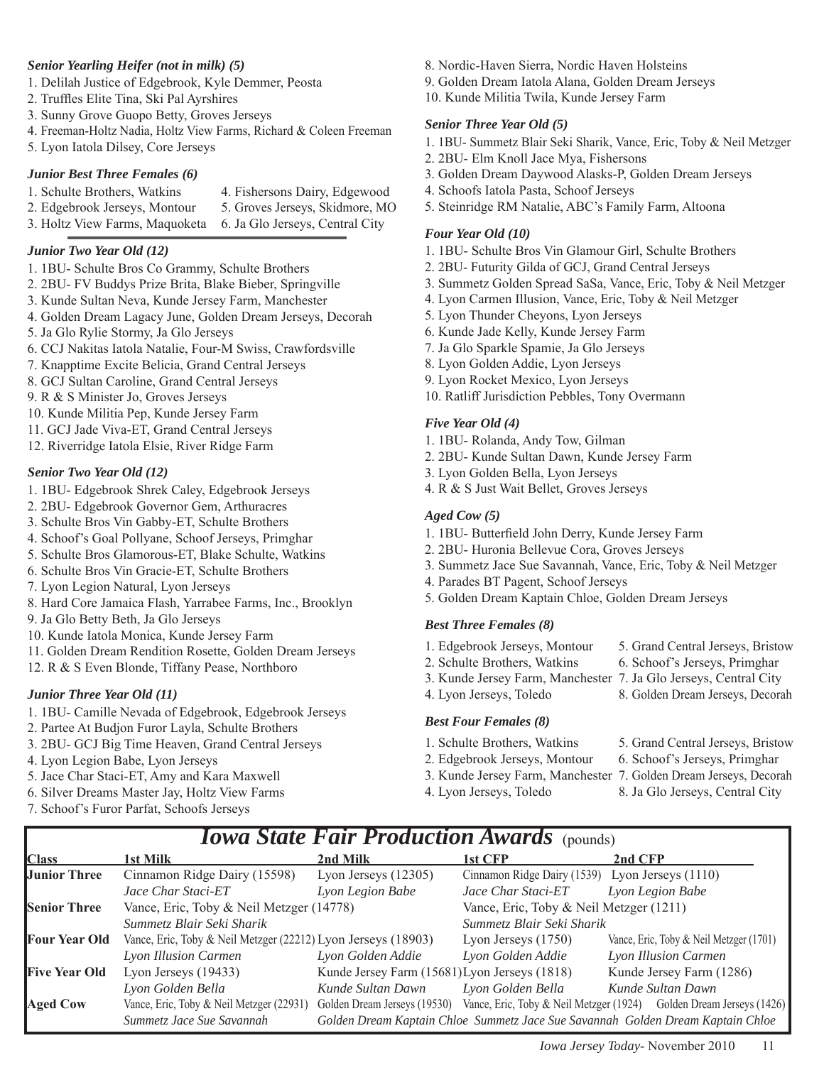### *Senior Yearling Heifer (not in milk) (5)*

1. Delilah Justice of Edgebrook, Kyle Demmer, Peosta
2. Truffles Elite Tina, Ski Pal Ayrshires
3. Sunny Grove Guopo Betty, Groves Jerseys
4. Freeman-Holtz Nadia, Holtz View Farms, Richard & Coleen Freeman
5. Lyon Iatola Dilsey, Core Jerseys

### *Junior Best Three Females (6)*

1. Schulte Brothers, Watkins
2. Edgebrook Jerseys, Montour
3. Holtz View Farms, Maquoketa
4. Fishersons Dairy, Edgewood
5. Groves Jerseys, Skidmore, MO
6. Ja Glo Jerseys, Central City

### *Junior Two Year Old (12)*

1. 1BU- Schulte Bros Co Grammy, Schulte Brothers
2. 2BU- FV Buddys Prize Brita, Blake Bieber, Springville
3. Kunde Sultan Neva, Kunde Jersey Farm, Manchester
4. Golden Dream Lagacy June, Golden Dream Jerseys, Decorah
5. Ja Glo Rylie Stormy, Ja Glo Jerseys
6. CCJ Nakitas Iatola Natalie, Four-M Swiss, Crawfordsville
7. Knapptime Excite Belicia, Grand Central Jerseys
8. GCJ Sultan Caroline, Grand Central Jerseys
9. R & S Minister Jo, Groves Jerseys
10. Kunde Militia Pep, Kunde Jersey Farm
11. GCJ Jade Viva-ET, Grand Central Jerseys
12. Riverridge Iatola Elsie, River Ridge Farm

### *Senior Two Year Old (12)*

1. 1BU- Edgebrook Shrek Caley, Edgebrook Jerseys
2. 2BU- Edgebrook Governor Gem, Arthuracres
3. Schulte Bros Vin Gabby-ET, Schulte Brothers
4. Schoof's Goal Pollyane, Schoof Jerseys, Primghar
5. Schulte Bros Glamorous-ET, Blake Schulte, Watkins
6. Schulte Bros Vin Gracie-ET, Schulte Brothers
7. Lyon Legion Natural, Lyon Jerseys
8. Hard Core Jamaica Flash, Yarrabee Farms, Inc., Brooklyn
9. Ja Glo Betty Beth, Ja Glo Jerseys
10. Kunde Iatola Monica, Kunde Jersey Farm
11. Golden Dream Rendition Rosette, Golden Dream Jerseys
12. R & S Even Blonde, Tiffany Pease, Northboro

### *Junior Three Year Old (11)*

1. 1BU- Camille Nevada of Edgebrook, Edgebrook Jerseys
2. Partee At Budjon Furor Layla, Schulte Brothers
3. 2BU- GCJ Big Time Heaven, Grand Central Jerseys
4. Lyon Legion Babe, Lyon Jerseys
5. Jace Char Staci-ET, Amy and Kara Maxwell
6. Silver Dreams Master Jay, Holtz View Farms
7. Schoof's Furor Parfat, Schoofs Jerseys
8. Nordic-Haven Sierra, Nordic Haven Holsteins
9. Golden Dream Iatola Alana, Golden Dream Jerseys
10. Kunde Militia Twila, Kunde Jersey Farm

### *Senior Three Year Old (5)*

1. 1BU- Summetz Blair Seki Sharik, Vance, Eric, Toby & Neil Metzger
2. 2BU- Elm Knoll Jace Mya, Fishersons
3. Golden Dream Daywood Alasks-P, Golden Dream Jerseys
4. Schoofs Iatola Pasta, Schoof Jerseys
5. Steinridge RM Natalie, ABC's Family Farm, Altoona

### *Four Year Old (10)*

1. 1BU- Schulte Bros Vin Glamour Girl, Schulte Brothers
2. 2BU- Futurity Gilda of GCJ, Grand Central Jerseys
3. Summetz Golden Spread SaSa, Vance, Eric, Toby & Neil Metzger
4. Lyon Carmen Illusion, Vance, Eric, Toby & Neil Metzger
5. Lyon Thunder Cheyons, Lyon Jerseys
6. Kunde Jade Kelly, Kunde Jersey Farm
7. Ja Glo Sparkle Spamie, Ja Glo Jerseys
8. Lyon Golden Addie, Lyon Jerseys
9. Lyon Rocket Mexico, Lyon Jerseys
10. Ratliff Jurisdiction Pebbles, Tony Overmann

### *Five Year Old (4)*

1. 1BU- Rolanda, Andy Tow, Gilman
2. 2BU- Kunde Sultan Dawn, Kunde Jersey Farm
3. Lyon Golden Bella, Lyon Jerseys
4. R & S Just Wait Bellet, Groves Jerseys

### *Aged Cow (5)*

1. 1BU- Butterfield John Derry, Kunde Jersey Farm
2. 2BU- Huronia Bellevue Cora, Groves Jerseys
3. Summetz Jace Sue Savannah, Vance, Eric, Toby & Neil Metzger
4. Parades BT Pagent, Schoof Jerseys
5. Golden Dream Kaptain Chloe, Golden Dream Jerseys

### *Best Three Females (8)*

1. Edgebrook Jerseys, Montour
2. Schulte Brothers, Watkins
3. Kunde Jersey Farm, Manchester
4. Lyon Jerseys, Toledo
5. Grand Central Jerseys, Bristow
6. Schoof's Jerseys, Primghar
7. Ja Glo Jerseys, Central City
8. Golden Dream Jerseys, Decorah

### *Best Four Females (8)*

1. Schulte Brothers, Watkins
2. Edgebrook Jerseys, Montour
3. Kunde Jersey Farm, Manchester
4. Lyon Jerseys, Toledo
5. Grand Central Jerseys, Bristow
6. Schoof's Jerseys, Primghar
7. Golden Dream Jerseys, Decorah
8. Ja Glo Jerseys, Central City

## *Iowa State Fair Production Awards* (pounds)

| Class | 1st Milk | 2nd Milk | 1st CFP | 2nd CFP |
|---|---|---|---|---|
| **Junior Three** | Cinnamon Ridge Dairy (15598) | Lyon Jerseys (12305) | Cinnamon Ridge Dairy (1539) | Lyon Jerseys (1110) |
| | *Jace Char Staci-ET* | *Lyon Legion Babe* | *Jace Char Staci-ET* | *Lyon Legion Babe* |
| **Senior Three** | Vance, Eric, Toby & Neil Metzger (14778) | | Vance, Eric, Toby & Neil Metzger (1211) | |
| | *Summetz Blair Seki Sharik* | | *Summetz Blair Seki Sharik* | |
| **Four Year Old** | Vance, Eric, Toby & Neil Metzger (22212) | Lyon Jerseys (18903) | Lyon Jerseys (1750) | Vance, Eric, Toby & Neil Metzger (1701) |
| | *Lyon Illusion Carmen* | *Lyon Golden Addie* | *Lyon Golden Addie* | *Lyon Illusion Carmen* |
| **Five Year Old** | Lyon Jerseys (19433) | Kunde Jersey Farm (15681) | Lyon Jerseys (1818) | Kunde Jersey Farm (1286) |
| | *Lyon Golden Bella* | *Kunde Sultan Dawn* | *Lyon Golden Bella* | *Kunde Sultan Dawn* |
| **Aged Cow** | Vance, Eric, Toby & Neil Metzger (22931) | Golden Dream Jerseys (19530) | Vance, Eric, Toby & Neil Metzger (1924) | Golden Dream Jerseys (1426) |
| | *Summetz Jace Sue Savannah* | *Golden Dream Kaptain Chloe* | *Summetz Jace Sue Savannah* | *Golden Dream Kaptain Chloe* |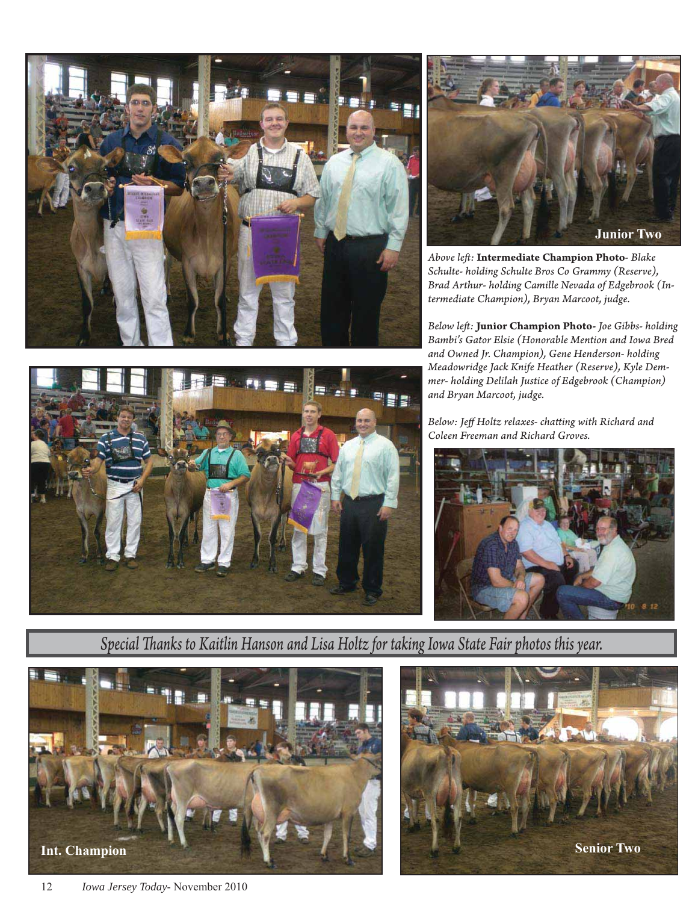Junior Two

*Above left:* **Intermediate Champion Photo**- *Blake Schulte- holding Schulte Bros Co Grammy (Reserve), Brad Arthur- holding Camille Nevada of Edgebrook (Intermediate Champion), Bryan Marcoot, judge.*

*Below left:* **Junior Champion Photo-** *Joe Gibbs- holding Bambi's Gator Elsie (Honorable Mention and Iowa Bred and Owned Jr. Champion), Gene Henderson- holding Meadowridge Jack Knife Heather (Reserve), Kyle Demmer- holding Delilah Justice of Edgebrook (Champion) and Bryan Marcoot, judge.*

*Below: Jeff Holtz relaxes- chatting with Richard and Coleen Freeman and Richard Groves.*

*Special Thanks to Kaitlin Hanson and Lisa Holtz for taking Iowa State Fair photos this year.*

Int. Champion

Senior Two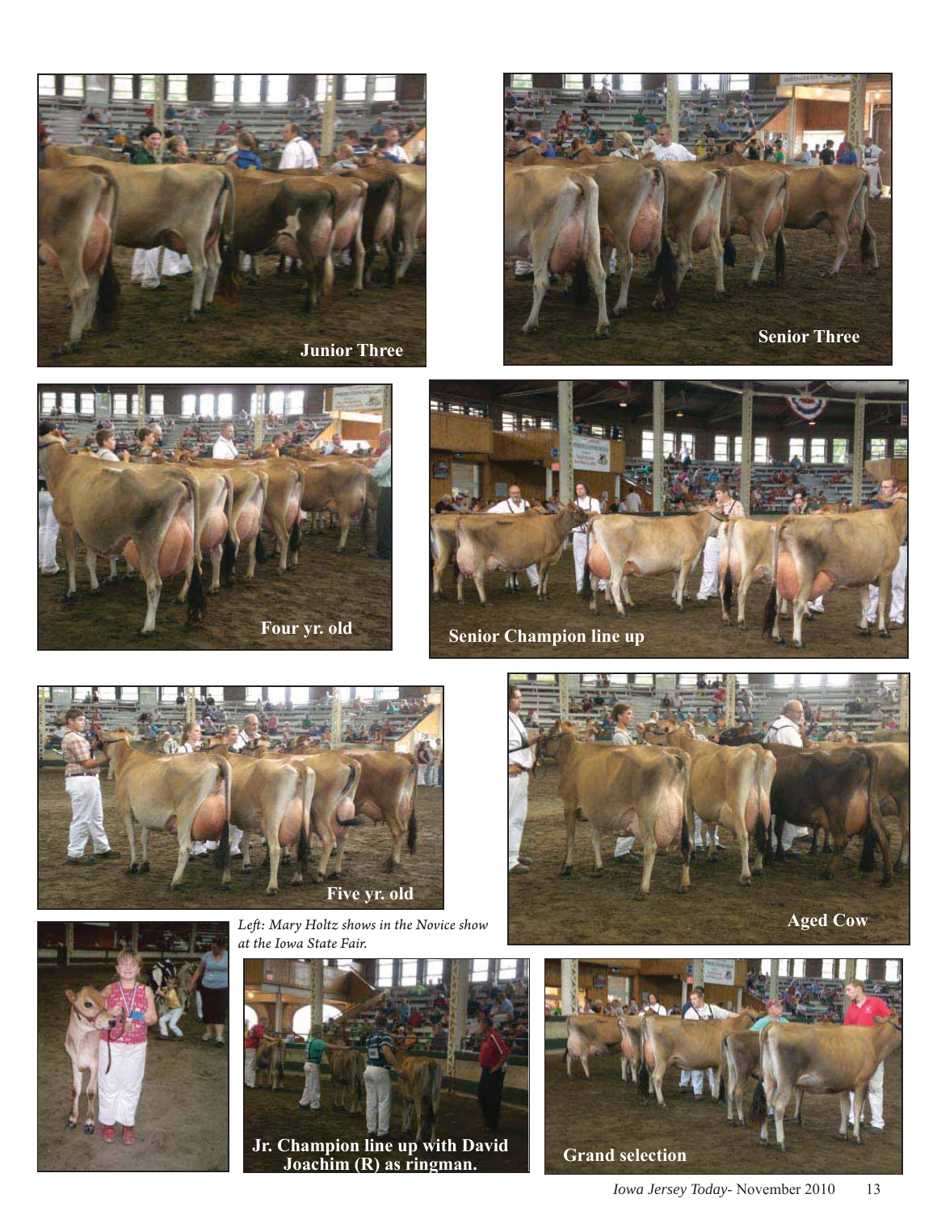Junior Three

Senior Three

Four yr. old

Senior Champion line up

Five yr. old

Aged Cow

*Left: Mary Holtz shows in the Novice show at the Iowa State Fair.*

Jr. Champion line up with David Joachim (R) as ringman.

Grand selection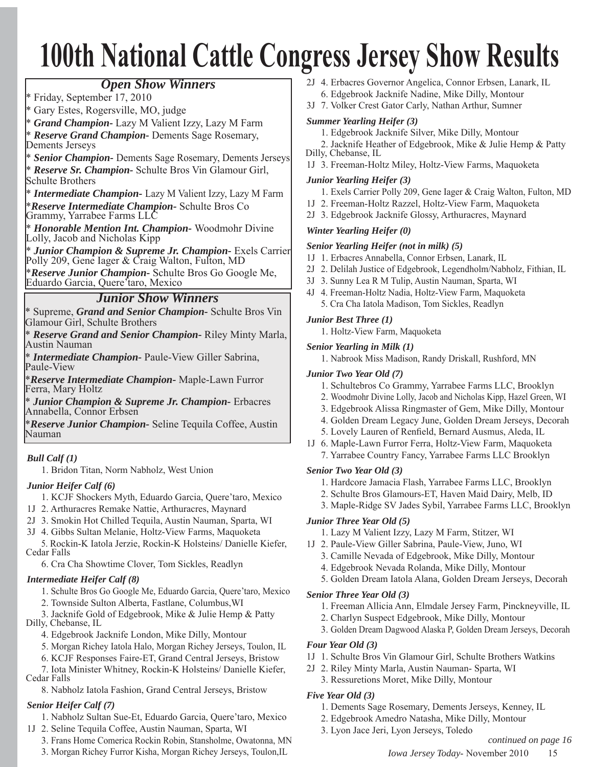# 100th National Cattle Congress Jersey Show Results

### *Open Show Winners*

* Friday, September 17, 2010
* Gary Estes, Rogersville, MO, judge
* ***Grand Champion-*** Lazy M Valient Izzy, Lazy M Farm
* ***Reserve Grand Champion-*** Dements Sage Rosemary, Dements Jerseys
* ***Senior Champion-*** Dements Sage Rosemary, Dements Jerseys
* ***Reserve Sr. Champion-*** Schulte Bros Vin Glamour Girl, Schulte Brothers
* ***Intermediate Champion-*** Lazy M Valient Izzy, Lazy M Farm
* ***Reserve Intermediate Champion-*** Schulte Bros Co Grammy, Yarrabee Farms LLC
* ***Honorable Mention Int. Champion-*** Woodmohr Divine Lolly, Jacob and Nicholas Kipp
* ***Junior Champion & Supreme Jr. Champion-*** Exels Carrier Polly 209, Gene Iager & Craig Walton, Fulton, MD
* ***Reserve Junior Champion-*** Schulte Bros Go Google Me, Eduardo Garcia, Quere'taro, Mexico

### *Junior Show Winners*

* Supreme, ***Grand and Senior Champion-*** Schulte Bros Vin Glamour Girl, Schulte Brothers
* ***Reserve Grand and Senior Champion-*** Riley Minty Marla, Austin Nauman
* ***Intermediate Champion-*** Paule-View Giller Sabrina, Paule-View
* ***Reserve Intermediate Champion-*** Maple-Lawn Furror Ferra, Mary Holtz
* ***Junior Champion & Supreme Jr. Champion-*** Erbacres Annabella, Connor Erbsen
* ***Reserve Junior Champion-*** Seline Tequila Coffee, Austin Nauman

***Bull Calf (1)***

1. Bridon Titan, Norm Nabholz, West Union

***Junior Heifer Calf (6)***

1. KCJF Shockers Myth, Eduardo Garcia, Quere'taro, Mexico
1J 2. Arthuracres Remake Nattie, Arthuracres, Maynard
2J 3. Smokin Hot Chilled Tequila, Austin Nauman, Sparta, WI
3J 4. Gibbs Sultan Melanie, Holtz-View Farms, Maquoketa
5. Rockin-K Iatola Jerzie, Rockin-K Holsteins/ Danielle Kiefer, Cedar Falls
6. Cra Cha Showtime Clover, Tom Sickles, Readlyn

***Intermediate Heifer Calf (8)***

1. Schulte Bros Go Google Me, Eduardo Garcia, Quere'taro, Mexico
2. Townside Sulton Alberta, Fastlane, Columbus,WI
3. Jacknife Gold of Edgebrook, Mike & Julie Hemp & Patty Dilly, Chebanse, IL
4. Edgebrook Jacknife London, Mike Dilly, Montour
5. Morgan Richey Iatola Halo, Morgan Richey Jerseys, Toulon, IL
6. KCJF Responses Faire-ET, Grand Central Jerseys, Bristow
7. Iota Minister Whitney, Rockin-K Holsteins/ Danielle Kiefer, Cedar Falls
8. Nabholz Iatola Fashion, Grand Central Jerseys, Bristow

***Senior Heifer Calf (7)***

1. Nabholz Sultan Sue-Et, Eduardo Garcia, Quere'taro, Mexico
1J 2. Seline Tequila Coffee, Austin Nauman, Sparta, WI
3. Frans Home Comerica Rockin Robin, Stansholme, Owatonna, MN
3. Morgan Richey Furror Kisha, Morgan Richey Jerseys, Toulon,IL
2J 4. Erbacres Governor Angelica, Connor Erbsen, Lanark, IL
6. Edgebrook Jacknife Nadine, Mike Dilly, Montour
3J 7. Volker Crest Gator Carly, Nathan Arthur, Sumner

***Summer Yearling Heifer (3)***

1. Edgebrook Jacknife Silver, Mike Dilly, Montour
2. Jacknife Heather of Edgebrook, Mike & Julie Hemp & Patty Dilly, Chebanse, IL
1J 3. Freeman-Holtz Miley, Holtz-View Farms, Maquoketa

***Junior Yearling Heifer (3)***

1. Exels Carrier Polly 209, Gene Iager & Craig Walton, Fulton, MD
1J 2. Freeman-Holtz Razzel, Holtz-View Farm, Maquoketa
2J 3. Edgebrook Jacknife Glossy, Arthuracres, Maynard

***Winter Yearling Heifer (0)***

***Senior Yearling Heifer (not in milk) (5)***

1J 1. Erbacres Annabella, Connor Erbsen, Lanark, IL
2J 2. Delilah Justice of Edgebrook, Legendholm/Nabholz, Fithian, IL
3J 3. Sunny Lea R M Tulip, Austin Nauman, Sparta, WI
4J 4. Freeman-Holtz Nadia, Holtz-View Farm, Maquoketa
5. Cra Cha Iatola Madison, Tom Sickles, Readlyn

***Junior Best Three (1)***

1. Holtz-View Farm, Maquoketa

***Senior Yearling in Milk (1)***

1. Nabrook Miss Madison, Randy Driskall, Rushford, MN

***Junior Two Year Old (7)***

1. Schultebros Co Grammy, Yarrabee Farms LLC, Brooklyn
2. Woodmohr Divine Lolly, Jacob and Nicholas Kipp, Hazel Green, WI
3. Edgebrook Alissa Ringmaster of Gem, Mike Dilly, Montour
4. Golden Dream Legacy June, Golden Dream Jerseys, Decorah
5. Lovely Lauren of Renfield, Bernard Ausmus, Aleda, IL
1J 6. Maple-Lawn Furror Ferra, Holtz-View Farm, Maquoketa
7. Yarrabee Country Fancy, Yarrabee Farms LLC Brooklyn

***Senior Two Year Old (3)***

1. Hardcore Jamacia Flash, Yarrabee Farms LLC, Brooklyn
2. Schulte Bros Glamours-ET, Haven Maid Dairy, Melb, ID
3. Maple-Ridge SV Jades Sybil, Yarrabee Farms LLC, Brooklyn

***Junior Three Year Old (5)***

1. Lazy M Valient Izzy, Lazy M Farm, Stitzer, WI
1J 2. Paule-View Giller Sabrina, Paule-View, Juno, WI
3. Camille Nevada of Edgebrook, Mike Dilly, Montour
4. Edgebrook Nevada Rolanda, Mike Dilly, Montour
5. Golden Dream Iatola Alana, Golden Dream Jerseys, Decorah

***Senior Three Year Old (3)***

1. Freeman Allicia Ann, Elmdale Jersey Farm, Pinckneyville, IL
2. Charlyn Suspect Edgebrook, Mike Dilly, Montour
3. Golden Dream Dagwood Alaska P, Golden Dream Jerseys, Decorah

***Four Year Old (3)***

1J 1. Schulte Bros Vin Glamour Girl, Schulte Brothers Watkins
2J 2. Riley Minty Marla, Austin Nauman- Sparta, WI
3. Ressuretions Moret, Mike Dilly, Montour

***Five Year Old (3)***

1. Dements Sage Rosemary, Dements Jerseys, Kenney, IL
2. Edgebrook Amedro Natasha, Mike Dilly, Montour
3. Lyon Jace Jeri, Lyon Jerseys, Toledo

*continued on page 16*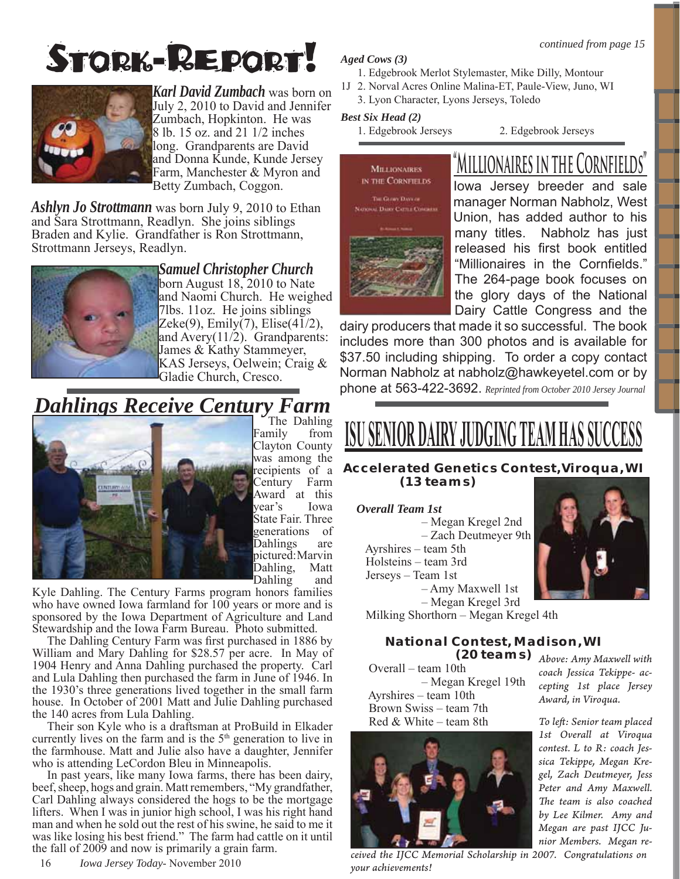# Stork-Report!

***Karl David Zumbach*** was born on July 2, 2010 to David and Jennifer Zumbach, Hopkinton. He was 8 lb. 15 oz. and 21 1/2 inches long. Grandparents are David and Donna Kunde, Kunde Jersey Farm, Manchester & Myron and Betty Zumbach, Coggon.

***Ashlyn Jo Strottmann*** was born July 9, 2010 to Ethan and Sara Strottmann, Readlyn. She joins siblings Braden and Kylie. Grandfather is Ron Strottmann, Strottmann Jerseys, Readlyn.

***Samuel Christopher Church*** born August 18, 2010 to Nate and Naomi Church. He weighed 7lbs. 11oz. He joins siblings Zeke(9), Emily(7), Elise(41/2), and Avery(11/2). Grandparents: James & Kathy Stammeyer, KAS Jerseys, Oelwein; Craig & Gladie Church, Cresco.

## *Dahlings Receive Century Farm*

The Dahling Family from Clayton County was among the recipients of a Century Farm Award at this year's Iowa State Fair. Three generations of Dahlings are pictured: Marvin Dahling, Matt Dahling and Kyle Dahling. The Century Farms program honors families who have owned Iowa farmland for 100 years or more and is sponsored by the Iowa Department of Agriculture and Land Stewardship and the Iowa Farm Bureau. Photo submitted.

The Dahling Century Farm was first purchased in 1886 by William and Mary Dahling for $28.57 per acre. In May of 1904 Henry and Anna Dahling purchased the property. Carl and Lula Dahling then purchased the farm in June of 1946. In the 1930's three generations lived together in the small farm house. In October of 2001 Matt and Julie Dahling purchased the 140 acres from Lula Dahling.

Their son Kyle who is a draftsman at ProBuild in Elkader currently lives on the farm and is the 5th generation to live in the farmhouse. Matt and Julie also have a daughter, Jennifer who is attending LeCordon Bleu in Minneapolis.

In past years, like many Iowa farms, there has been dairy, beef, sheep, hogs and grain. Matt remembers, "My grandfather, Carl Dahling always considered the hogs to be the mortgage lifters. When I was in junior high school, I was his right hand man and when he sold out the rest of his swine, he said to me it was like losing his best friend." The farm had cattle on it until the fall of 2009 and now is primarily a grain farm.

*continued from page 15*

***Aged Cows (3)***

1. Edgebrook Merlot Stylemaster, Mike Dilly, Montour
2. 1J Norval Acres Online Malina-ET, Paule-View, Juno, WI
3. Lyon Character, Lyons Jerseys, Toledo

***Best Six Head (2)***

1. Edgebrook Jerseys
2. Edgebrook Jerseys

## "Millionaires in the Cornfields"

Iowa Jersey breeder and sale manager Norman Nabholz, West Union, has added author to his many titles. Nabholz has just released his first book entitled "Millionaires in the Cornfields." The 264-page book focuses on the glory days of the National Dairy Cattle Congress and the dairy producers that made it so successful. The book includes more than 300 photos and is available for $37.50 including shipping. To order a copy contact Norman Nabholz at nabholz@hawkeyetel.com or by phone at 563-422-3692. *Reprinted from October 2010 Jersey Journal*

## ISU Senior Dairy Judging Team Has Success

### Accelerated Genetics Contest, Viroqua, WI (13 teams)

***Overall Team 1st***
– Megan Kregel 2nd
– Zach Deutmeyer 9th

Ayrshires – team 5th
Holsteins – team 3rd
Jerseys – Team 1st
– Amy Maxwell 1st
– Megan Kregel 3rd
Milking Shorthorn – Megan Kregel 4th

### National Contest, Madison, WI (20 teams)

Overall – team 10th
– Megan Kregel 19th
Ayrshires – team 10th
Brown Swiss – team 7th
Red & White – team 8th

*Above: Amy Maxwell with coach Jessica Tekippe- accepting 1st place Jersey Award, in Viroqua.*

*To left: Senior team placed 1st Overall at Viroqua contest. L to R: coach Jessica Tekippe, Megan Kregel, Zach Deutmeyer, Jess Peter and Amy Maxwell. The team is also coached by Lee Kilmer. Amy and Megan are past IJCC Junior Members. Megan received the IJCC Memorial Scholarship in 2007. Congratulations on your achievements!*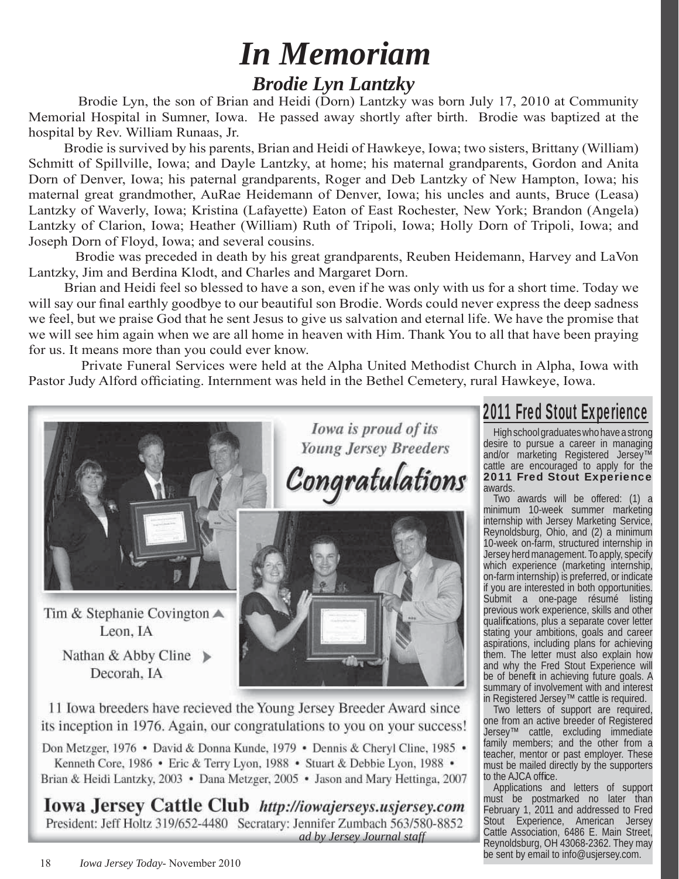# *In Memoriam*

## *Brodie Lyn Lantzky*

Brodie Lyn, the son of Brian and Heidi (Dorn) Lantzky was born July 17, 2010 at Community Memorial Hospital in Sumner, Iowa. He passed away shortly after birth. Brodie was baptized at the hospital by Rev. William Runaas, Jr.

Brodie is survived by his parents, Brian and Heidi of Hawkeye, Iowa; two sisters, Brittany (William) Schmitt of Spillville, Iowa; and Dayle Lantzky, at home; his maternal grandparents, Gordon and Anita Dorn of Denver, Iowa; his paternal grandparents, Roger and Deb Lantzky of New Hampton, Iowa; his maternal great grandmother, AuRae Heidemann of Denver, Iowa; his uncles and aunts, Bruce (Leasa) Lantzky of Waverly, Iowa; Kristina (Lafayette) Eaton of East Rochester, New York; Brandon (Angela) Lantzky of Clarion, Iowa; Heather (William) Ruth of Tripoli, Iowa; Holly Dorn of Tripoli, Iowa; and Joseph Dorn of Floyd, Iowa; and several cousins.

Brodie was preceded in death by his great grandparents, Reuben Heidemann, Harvey and LaVon Lantzky, Jim and Berdina Klodt, and Charles and Margaret Dorn.

Brian and Heidi feel so blessed to have a son, even if he was only with us for a short time. Today we will say our final earthly goodbye to our beautiful son Brodie. Words could never express the deep sadness we feel, but we praise God that he sent Jesus to give us salvation and eternal life. We have the promise that we will see him again when we are all home in heaven with Him. Thank You to all that have been praying for us. It means more than you could ever know.

Private Funeral Services were held at the Alpha United Methodist Church in Alpha, Iowa with Pastor Judy Alford officiating. Internment was held in the Bethel Cemetery, rural Hawkeye, Iowa.

*Iowa is proud of its Young Jersey Breeders*

**Congratulations**

Tim & Stephanie Covington ▲
Leon, IA

Nathan & Abby Cline ▶
Decorah, IA

11 Iowa breeders have recieved the Young Jersey Breeder Award since its inception in 1976. Again, our congratulations to you on your success!

Don Metzger, 1976 • David & Donna Kunde, 1979 • Dennis & Cheryl Cline, 1985 • Kenneth Core, 1986 • Eric & Terry Lyon, 1988 • Stuart & Debbie Lyon, 1988 • Brian & Heidi Lantzky, 2003 • Dana Metzger, 2005 • Jason and Mary Hettinga, 2007

**Iowa Jersey Cattle Club** *http://iowajerseys.usjersey.com*

President: Jeff Holtz 319/652-4480 Secratary: Jennifer Zumbach 563/580-8852

*ad by Jersey Journal staff*

## 2011 Fred Stout Experience

High school graduates who have a strong desire to pursue a career in managing and/or marketing Registered Jersey™ cattle are encouraged to apply for the **2011 Fred Stout Experience** awards.

Two awards will be offered: (1) a minimum 10-week summer marketing internship with Jersey Marketing Service, Reynoldsburg, Ohio, and (2) a minimum 10-week on-farm, structured internship in Jersey herd management. To apply, specify which experience (marketing internship, on-farm internship) is preferred, or indicate if you are interested in both opportunities. Submit a one-page résumé listing previous work experience, skills and other qualifications, plus a separate cover letter stating your ambitions, goals and career aspirations, including plans for achieving them. The letter must also explain how and why the Fred Stout Experience will be of benefit in achieving future goals. A summary of involvement with and interest in Registered Jersey™ cattle is required.

Two letters of support are required, one from an active breeder of Registered Jersey™ cattle, excluding immediate family members; and the other from a teacher, mentor or past employer. These must be mailed directly by the supporters to the AJCA office.

Applications and letters of support must be postmarked no later than February 1, 2011 and addressed to Fred Stout Experience, American Jersey Cattle Association, 6486 E. Main Street, Reynoldsburg, OH 43068-2362. They may be sent by email to info@usjersey.com.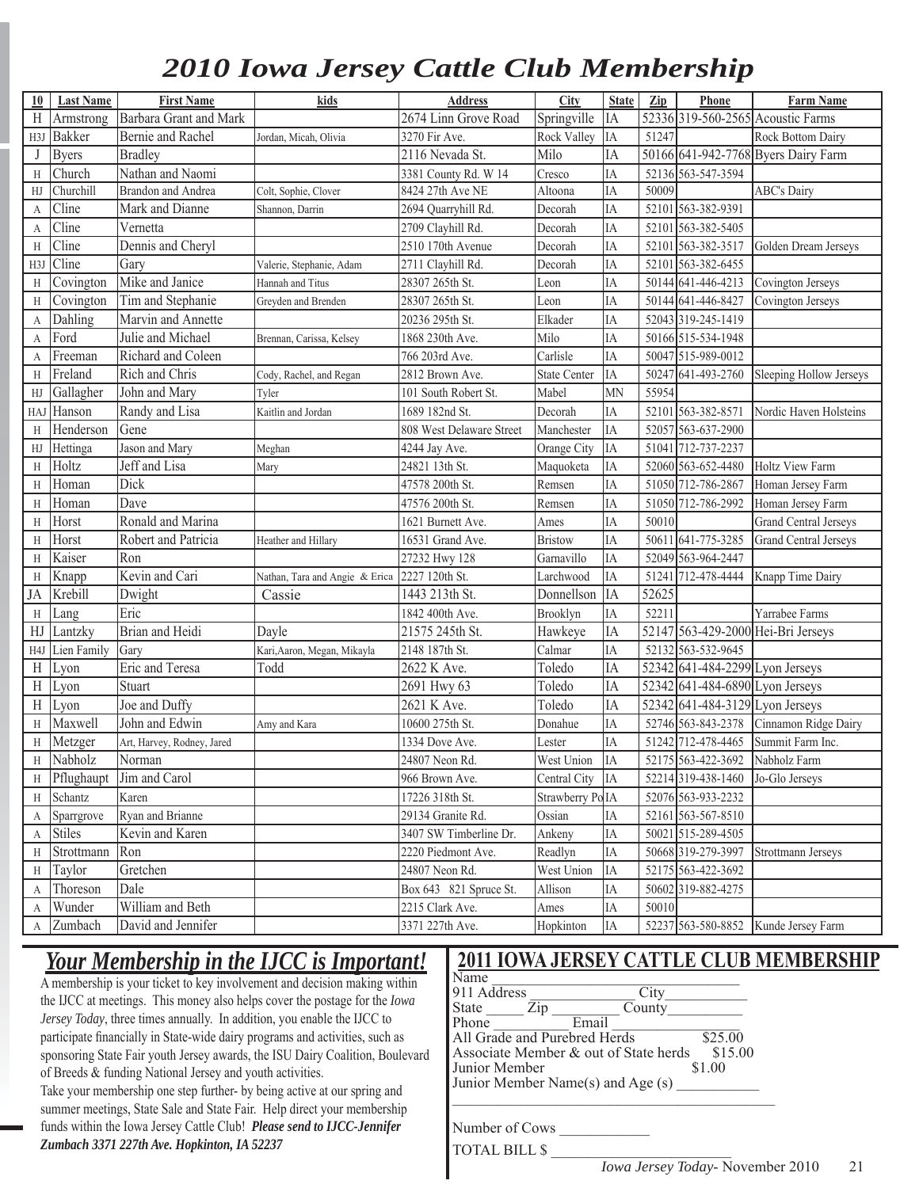# 2010 Iowa Jersey Cattle Club Membership

| 10 | Last Name | First Name | kids | Address | City | State | Zip | Phone | Farm Name |
|---|---|---|---|---|---|---|---|---|---|
| H | Armstrong | Barbara Grant and Mark | | 2674 Linn Grove Road | Springville | IA | 52336 | 319-560-2565 | Acoustic Farms |
| H3J | Bakker | Bernie and Rachel | Jordan, Micah, Olivia | 3270 Fir Ave. | Rock Valley | IA | 51247 | | Rock Bottom Dairy |
| J | Byers | Bradley | | 2116 Nevada St. | Milo | IA | 50166 | 641-942-7768 | Byers Dairy Farm |
| H | Church | Nathan and Naomi | | 3381 County Rd. W 14 | Cresco | IA | 52136 | 563-547-3594 | |
| HJ | Churchill | Brandon and Andrea | Colt, Sophie, Clover | 8424 27th Ave NE | Altoona | IA | 50009 | | ABC's Dairy |
| A | Cline | Mark and Dianne | Shannon, Darrin | 2694 Quarryhill Rd. | Decorah | IA | 52101 | 563-382-9391 | |
| A | Cline | Vernetta | | 2709 Clayhill Rd. | Decorah | IA | 52101 | 563-382-5405 | |
| H | Cline | Dennis and Cheryl | | 2510 170th Avenue | Decorah | IA | 52101 | 563-382-3517 | Golden Dream Jerseys |
| H3J | Cline | Gary | Valerie, Stephanie, Adam | 2711 Clayhill Rd. | Decorah | IA | 52101 | 563-382-6455 | |
| H | Covington | Mike and Janice | Hannah and Titus | 28307 265th St. | Leon | IA | 50144 | 641-446-4213 | Covington Jerseys |
| H | Covington | Tim and Stephanie | Greyden and Brenden | 28307 265th St. | Leon | IA | 50144 | 641-446-8427 | Covington Jerseys |
| A | Dahling | Marvin and Annette | | 20236 295th St. | Elkader | IA | 52043 | 319-245-1419 | |
| A | Ford | Julie and Michael | Brennan, Carissa, Kelsey | 1868 230th Ave. | Milo | IA | 50166 | 515-534-1948 | |
| A | Freeman | Richard and Coleen | | 766 203rd Ave. | Carlisle | IA | 50047 | 515-989-0012 | |
| H | Freland | Rich and Chris | Cody, Rachel, and Regan | 2812 Brown Ave. | State Center | IA | 50247 | 641-493-2760 | Sleeping Hollow Jerseys |
| HJ | Gallagher | John and Mary | Tyler | 101 South Robert St. | Mabel | MN | 55954 | | |
| HAJ | Hanson | Randy and Lisa | Kaitlin and Jordan | 1689 182nd St. | Decorah | IA | 52101 | 563-382-8571 | Nordic Haven Holsteins |
| H | Henderson | Gene | | 808 West Delaware Street | Manchester | IA | 52057 | 563-637-2900 | |
| HJ | Hettinga | Jason and Mary | Meghan | 4244 Jay Ave. | Orange City | IA | 51041 | 712-737-2237 | |
| H | Holtz | Jeff and Lisa | Mary | 24821 13th St. | Maquoketa | IA | 52060 | 563-652-4480 | Holtz View Farm |
| H | Homan | Dick | | 47578 200th St. | Remsen | IA | 51050 | 712-786-2867 | Homan Jersey Farm |
| H | Homan | Dave | | 47576 200th St. | Remsen | IA | 51050 | 712-786-2992 | Homan Jersey Farm |
| H | Horst | Ronald and Marina | | 1621 Burnett Ave. | Ames | IA | 50010 | | Grand Central Jerseys |
| H | Horst | Robert and Patricia | Heather and Hillary | 16531 Grand Ave. | Bristow | IA | 50611 | 641-775-3285 | Grand Central Jerseys |
| H | Kaiser | Ron | | 27232 Hwy 128 | Garnavillo | IA | 52049 | 563-964-2447 | |
| H | Knapp | Kevin and Cari | Nathan, Tara and Angie & Erica | 2227 120th St. | Larchwood | IA | 51241 | 712-478-4444 | Knapp Time Dairy |
| JA | Krebill | Dwight | Cassie | 1443 213th St. | Donnellson | IA | 52625 | | |
| H | Lang | Eric | | 1842 400th Ave. | Brooklyn | IA | 52211 | | Yarrabee Farms |
| HJ | Lantzky | Brian and Heidi | Dayle | 21575 245th St. | Hawkeye | IA | 52147 | 563-429-2000 | Hei-Bri Jerseys |
| H4J | Lien Family | Gary | Kari,Aaron, Megan, Mikayla | 2148 187th St. | Calmar | IA | 52132 | 563-532-9645 | |
| H | Lyon | Eric and Teresa | Todd | 2622 K Ave. | Toledo | IA | 52342 | 641-484-2299 | Lyon Jerseys |
| H | Lyon | Stuart | | 2691 Hwy 63 | Toledo | IA | 52342 | 641-484-6890 | Lyon Jerseys |
| H | Lyon | Joe and Duffy | | 2621 K Ave. | Toledo | IA | 52342 | 641-484-3129 | Lyon Jerseys |
| H | Maxwell | John and Edwin | Amy and Kara | 10600 275th St. | Donahue | IA | 52746 | 563-843-2378 | Cinnamon Ridge Dairy |
| H | Metzger | Art, Harvey, Rodney, Jared | | 1334 Dove Ave. | Lester | IA | 51242 | 712-478-4465 | Summit Farm Inc. |
| H | Nabholz | Norman | | 24807 Neon Rd. | West Union | IA | 52175 | 563-422-3692 | Nabholz Farm |
| H | Pflughaupt | Jim and Carol | | 966 Brown Ave. | Central City | IA | 52214 | 319-438-1460 | Jo-Glo Jerseys |
| H | Schantz | Karen | | 17226 318th St. | Strawberry Po | IA | 52076 | 563-933-2232 | |
| A | Sparrgrove | Ryan and Brianne | | 29134 Granite Rd. | Ossian | IA | 52161 | 563-567-8510 | |
| A | Stiles | Kevin and Karen | | 3407 SW Timberline Dr. | Ankeny | IA | 50021 | 515-289-4505 | |
| H | Strottmann | Ron | | 2220 Piedmont Ave. | Readlyn | IA | 50668 | 319-279-3997 | Strottmann Jerseys |
| H | Taylor | Gretchen | | 24807 Neon Rd. | West Union | IA | 52175 | 563-422-3692 | |
| A | Thoreson | Dale | | Box 643 821 Spruce St. | Allison | IA | 50602 | 319-882-4275 | |
| A | Wunder | William and Beth | | 2215 Clark Ave. | Ames | IA | 50010 | | |
| A | Zumbach | David and Jennifer | | 3371 227th Ave. | Hopkinton | IA | 52237 | 563-580-8852 | Kunde Jersey Farm |

## *Your Membership in the IJCC is Important!*

A membership is your ticket to key involvement and decision making within the IJCC at meetings. This money also helps cover the postage for the *Iowa Jersey Today*, three times annually. In addition, you enable the IJCC to participate financially in State-wide dairy programs and activities, such as sponsoring State Fair youth Jersey awards, the ISU Dairy Coalition, Boulevard of Breeds & funding National Jersey and youth activities.

Take your membership one step further- by being active at our spring and summer meetings, State Sale and State Fair. Help direct your membership funds within the Iowa Jersey Cattle Club! ***Please send to IJCC-Jennifer Zumbach 3371 227th Ave. Hopkinton, IA 52237***

## 2011 IOWA JERSEY CATTLE CLUB MEMBERSHIP

Name ______________________________

911 Address ______________ City__________

State _____ Zip _________ County__________

Phone __________ Email ________________

All Grade and Purebred Herds $25.00

Associate Member & out of State herds $15.00

Junior Member $1.00

Junior Member Name(s) and Age (s) ___________

_____________________________________________

Number of Cows ____________

TOTAL BILL $ ________________________